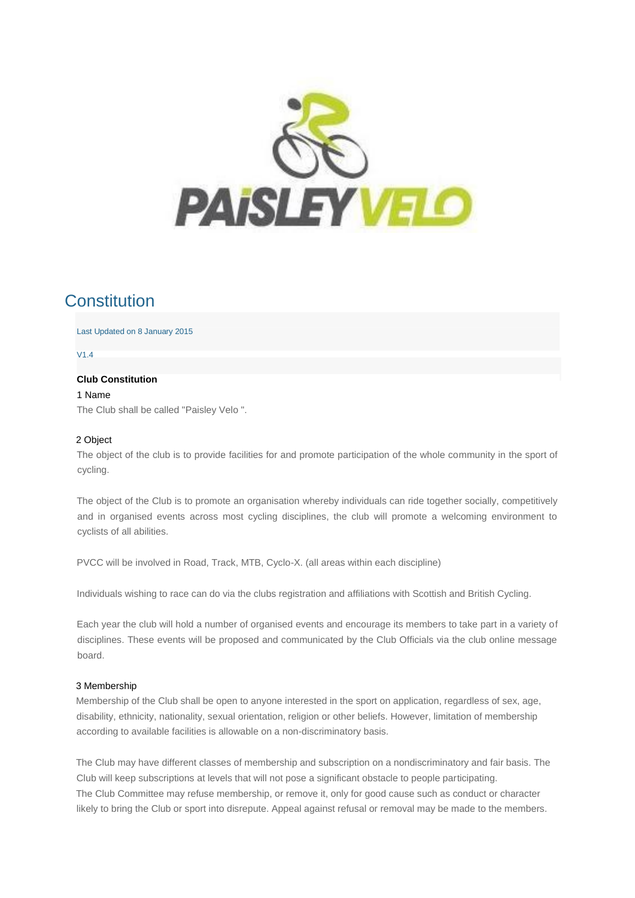# Constitution

Last Updated on 8 January 2015

V1.4

**Club Constitution**

## 1 Name

The Club shall be called "Paisley Velo ".

## 2 Object

The object of the club is to provide facilities for and promote participation of the whole community in the sport of cycling.

The object of the Club is to promote an organisation whereby individuals can ride together socially, competitively and in organised events across most cycling disciplines, the club will promote a welcoming environment to cyclists of all abilities.

PVCC will be involved in Road, Track, MTB, Cyclo-X. (all areas within each discipline)

Individuals wishing to race can do via the clubs registration and affiliations with Scottish and British Cycling.

Each year the club will hold a number of organised events and encourage its members to take part in a variety of disciplines. These events will be proposed and communicated by the Club Officials via the club online message board.

## 3 Membership

Membership of the Club shall be open to anyone interested in the sport on application, regardless of sex, age, disability, ethnicity, nationality, sexual orientation, religion or other beliefs. However, limitation of membership according to available facilities is allowable on a non-discriminatory basis.

The Club may have different classes of membership and subscription on a nondiscriminatory and fair basis. The Club will keep subscriptions at levels that will not pose a significant obstacle to people participating.
The Club Committee may refuse membership, or remove it, only for good cause such as conduct or character likely to bring the Club or sport into disrepute. Appeal against refusal or removal may be made to the members.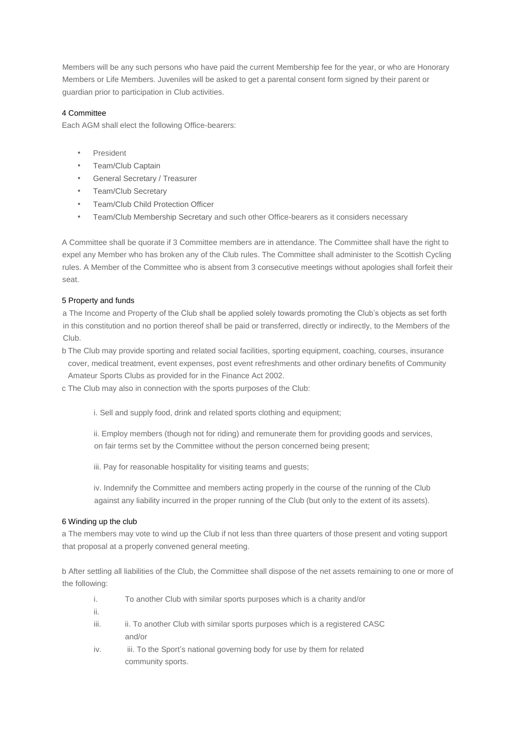Members will be any such persons who have paid the current Membership fee for the year, or who are Honorary Members or Life Members. Juveniles will be asked to get a parental consent form signed by their parent or guardian prior to participation in Club activities.

## 4 Committee

Each AGM shall elect the following Office-bearers:

- President
- Team/Club Captain
- General Secretary / Treasurer
- Team/Club Secretary
- Team/Club Child Protection Officer
- Team/Club Membership Secretary and such other Office-bearers as it considers necessary

A Committee shall be quorate if 3 Committee members are in attendance. The Committee shall have the right to expel any Member who has broken any of the Club rules. The Committee shall administer to the Scottish Cycling rules. A Member of the Committee who is absent from 3 consecutive meetings without apologies shall forfeit their seat.

## 5 Property and funds

a The Income and Property of the Club shall be applied solely towards promoting the Club's objects as set forth in this constitution and no portion thereof shall be paid or transferred, directly or indirectly, to the Members of the Club.

b The Club may provide sporting and related social facilities, sporting equipment, coaching, courses, insurance cover, medical treatment, event expenses, post event refreshments and other ordinary benefits of Community Amateur Sports Clubs as provided for in the Finance Act 2002.

c The Club may also in connection with the sports purposes of the Club:

i. Sell and supply food, drink and related sports clothing and equipment;

ii. Employ members (though not for riding) and remunerate them for providing goods and services, on fair terms set by the Committee without the person concerned being present;

iii. Pay for reasonable hospitality for visiting teams and guests;

iv. Indemnify the Committee and members acting properly in the course of the running of the Club against any liability incurred in the proper running of the Club (but only to the extent of its assets).

## 6 Winding up the club

a The members may vote to wind up the Club if not less than three quarters of those present and voting support that proposal at a properly convened general meeting.

b After settling all liabilities of the Club, the Committee shall dispose of the net assets remaining to one or more of the following:

i. To another Club with similar sports purposes which is a charity and/or

ii.

iii. ii. To another Club with similar sports purposes which is a registered CASC and/or

iv. iii. To the Sport's national governing body for use by them for related community sports.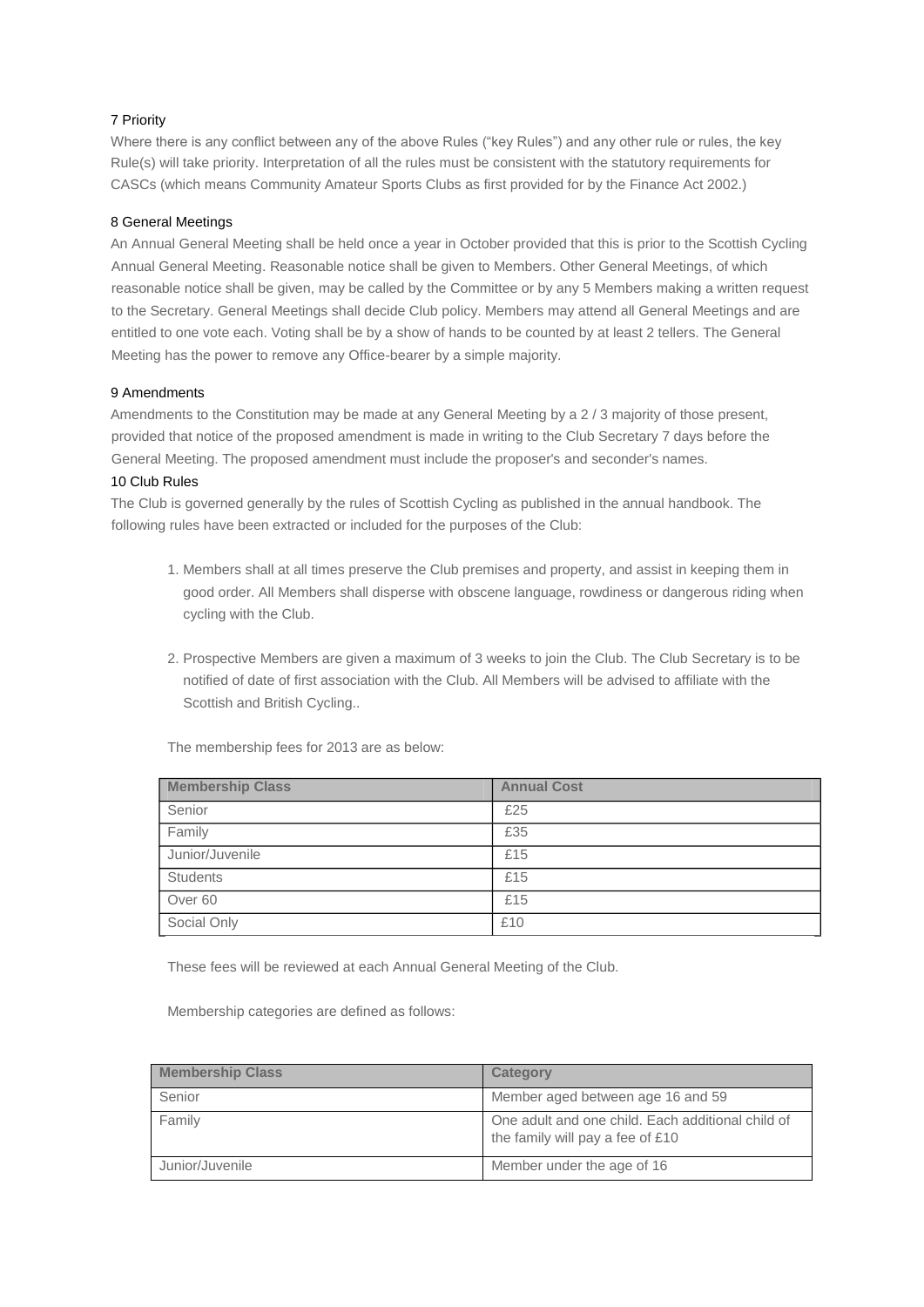## 7 Priority

Where there is any conflict between any of the above Rules ("key Rules") and any other rule or rules, the key Rule(s) will take priority. Interpretation of all the rules must be consistent with the statutory requirements for CASCs (which means Community Amateur Sports Clubs as first provided for by the Finance Act 2002.)

## 8 General Meetings

An Annual General Meeting shall be held once a year in October provided that this is prior to the Scottish Cycling Annual General Meeting. Reasonable notice shall be given to Members. Other General Meetings, of which reasonable notice shall be given, may be called by the Committee or by any 5 Members making a written request to the Secretary. General Meetings shall decide Club policy. Members may attend all General Meetings and are entitled to one vote each. Voting shall be by a show of hands to be counted by at least 2 tellers. The General Meeting has the power to remove any Office-bearer by a simple majority.

## 9 Amendments

Amendments to the Constitution may be made at any General Meeting by a 2 / 3 majority of those present, provided that notice of the proposed amendment is made in writing to the Club Secretary 7 days before the General Meeting. The proposed amendment must include the proposer's and seconder's names.

## 10 Club Rules

The Club is governed generally by the rules of Scottish Cycling as published in the annual handbook. The following rules have been extracted or included for the purposes of the Club:

1. Members shall at all times preserve the Club premises and property, and assist in keeping them in good order. All Members shall disperse with obscene language, rowdiness or dangerous riding when cycling with the Club.

2. Prospective Members are given a maximum of 3 weeks to join the Club. The Club Secretary is to be notified of date of first association with the Club. All Members will be advised to affiliate with the Scottish and British Cycling..

The membership fees for 2013 are as below:

| Membership Class | Annual Cost |
|---|---|
| Senior | £25 |
| Family | £35 |
| Junior/Juvenile | £15 |
| Students | £15 |
| Over 60 | £15 |
| Social Only | £10 |

These fees will be reviewed at each Annual General Meeting of the Club.

Membership categories are defined as follows:

| Membership Class | Category |
|---|---|
| Senior | Member aged between age 16 and 59 |
| Family | One adult and one child. Each additional child of the family will pay a fee of £10 |
| Junior/Juvenile | Member under the age of 16 |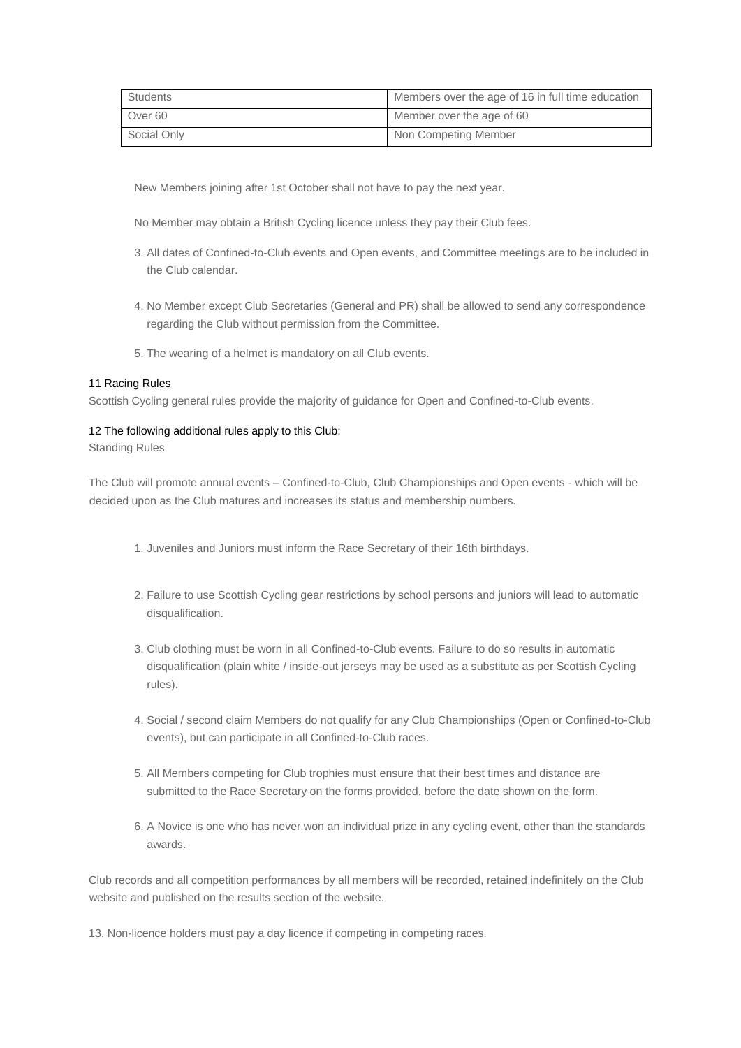| | |
|---|---|
| Students | Members over the age of 16 in full time education |
| Over 60 | Member over the age of 60 |
| Social Only | Non Competing Member |

New Members joining after 1st October shall not have to pay the next year.

No Member may obtain a British Cycling licence unless they pay their Club fees.

3. All dates of Confined-to-Club events and Open events, and Committee meetings are to be included in the Club calendar.

4. No Member except Club Secretaries (General and PR) shall be allowed to send any correspondence regarding the Club without permission from the Committee.

5. The wearing of a helmet is mandatory on all Club events.

11 Racing Rules

Scottish Cycling general rules provide the majority of guidance for Open and Confined-to-Club events.

12 The following additional rules apply to this Club:

Standing Rules

The Club will promote annual events – Confined-to-Club, Club Championships and Open events - which will be decided upon as the Club matures and increases its status and membership numbers.

1. Juveniles and Juniors must inform the Race Secretary of their 16th birthdays.

2. Failure to use Scottish Cycling gear restrictions by school persons and juniors will lead to automatic disqualification.

3. Club clothing must be worn in all Confined-to-Club events. Failure to do so results in automatic disqualification (plain white / inside-out jerseys may be used as a substitute as per Scottish Cycling rules).

4. Social / second claim Members do not qualify for any Club Championships (Open or Confined-to-Club events), but can participate in all Confined-to-Club races.

5. All Members competing for Club trophies must ensure that their best times and distance are submitted to the Race Secretary on the forms provided, before the date shown on the form.

6. A Novice is one who has never won an individual prize in any cycling event, other than the standards awards.

Club records and all competition performances by all members will be recorded, retained indefinitely on the Club website and published on the results section of the website.

13. Non-licence holders must pay a day licence if competing in competing races.